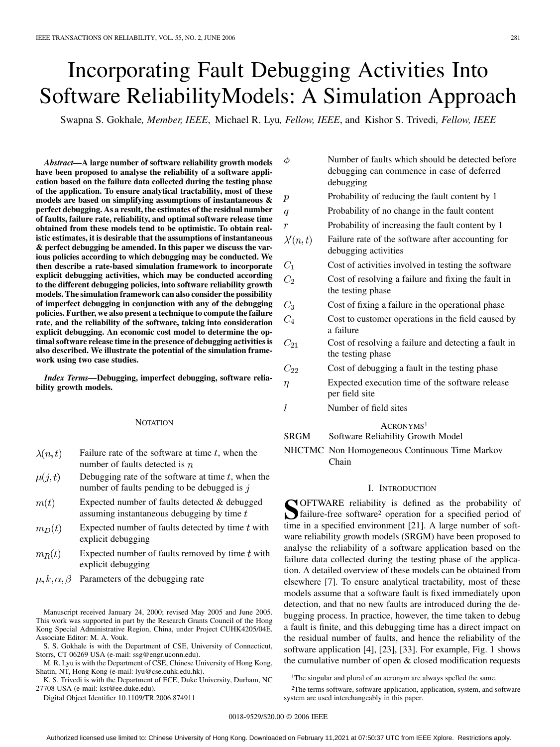# Incorporating Fault Debugging Activities Into Software ReliabilityModels: A Simulation Approach

Swapna S. Gokhale, *Member, IEEE*, Michael R. Lyu, *Fellow, IEEE*, and Kishor S. Trivedi, *Fellow, IEEE*

***Abstract*—A large number of software reliability growth models have been proposed to analyse the reliability of a software application based on the failure data collected during the testing phase of the application. To ensure analytical tractability, most of these models are based on simplifying assumptions of instantaneous & perfect debugging. As a result, the estimates of the residual number of faults, failure rate, reliability, and optimal software release time obtained from these models tend to be optimistic. To obtain realistic estimates, it is desirable that the assumptions of instantaneous & perfect debugging be amended. In this paper we discuss the various policies according to which debugging may be conducted. We then describe a rate-based simulation framework to incorporate explicit debugging activities, which may be conducted according to the different debugging policies, into software reliability growth models. The simulation framework can also consider the possibility of imperfect debugging in conjunction with any of the debugging policies. Further, we also present a technique to compute the failure rate, and the reliability of the software, taking into consideration explicit debugging. An economic cost model to determine the optimal software release time in the presence of debugging activities is also described. We illustrate the potential of the simulation framework using two case studies.**

***Index Terms*—Debugging, imperfect debugging, software reliability growth models.**

## Notation

| | |
|---|---|
| $\lambda(n,t)$ | Failure rate of the software at time $t$, when the number of faults detected is $n$ |
| $\mu(j,t)$ | Debugging rate of the software at time $t$, when the number of faults pending to be debugged is $j$ |
| $m(t)$ | Expected number of faults detected & debugged assuming instantaneous debugging by time $t$ |
| $m_D(t)$ | Expected number of faults detected by time $t$ with explicit debugging |
| $m_R(t)$ | Expected number of faults removed by time $t$ with explicit debugging |
| $\mu, k, \alpha, \beta$ | Parameters of the debugging rate |
| $\phi$ | Number of faults which should be detected before debugging can commence in case of deferred debugging |
| $p$ | Probability of reducing the fault content by 1 |
| $q$ | Probability of no change in the fault content |
| $r$ | Probability of increasing the fault content by 1 |
| $\lambda'(n,t)$ | Failure rate of the software after accounting for debugging activities |
| $C_1$ | Cost of activities involved in testing the software |
| $C_2$ | Cost of resolving a failure and fixing the fault in the testing phase |
| $C_3$ | Cost of fixing a failure in the operational phase |
| $C_4$ | Cost to customer operations in the field caused by a failure |
| $C_{21}$ | Cost of resolving a failure and detecting a fault in the testing phase |
| $C_{22}$ | Cost of debugging a fault in the testing phase |
| $\eta$ | Expected execution time of the software release per field site |
| $l$ | Number of field sites |

## Acronyms[1]

| | |
|---|---|
| SRGM | Software Reliability Growth Model |
| NHCTMC | Non Homogeneous Continuous Time Markov Chain |

## I. Introduction

Software reliability is defined as the probability of failure-free software[2] operation for a specified period of time in a specified environment [21]. A large number of software reliability growth models (SRGM) have been proposed to analyse the reliability of a software application based on the failure data collected during the testing phase of the application. A detailed overview of these models can be obtained from elsewhere [7]. To ensure analytical tractability, most of these models assume that a software fault is fixed immediately upon detection, and that no new faults are introduced during the debugging process. In practice, however, the time taken to debug a fault is finite, and this debugging time has a direct impact on the residual number of faults, and hence the reliability of the software application [4], [23], [33]. For example, Fig. 1 shows the cumulative number of open & closed modification requests

[1]The singular and plural of an acronym are always spelled the same.

[2]The terms software, software application, application, system, and software system are used interchangeably in this paper.

Manuscript received January 24, 2000; revised May 2005 and June 2005. This work was supported in part by the Research Grants Council of the Hong Kong Special Administrative Region, China, under Project CUHK4205/04E. Associate Editor: M. A. Vouk.

S. S. Gokhale is with the Department of CSE, University of Connecticut, Storrs, CT 06269 USA (e-mail: ssg@engr.uconn.edu).

M. R. Lyu is with the Department of CSE, Chinese University of Hong Kong, Shatin, NT, Hong Kong (e-mail: lyu@cse.cuhk.edu.hk).

K. S. Trivedi is with the Department of ECE, Duke University, Durham, NC 27708 USA (e-mail: kst@ee.duke.edu).

Digital Object Identifier 10.1109/TR.2006.874911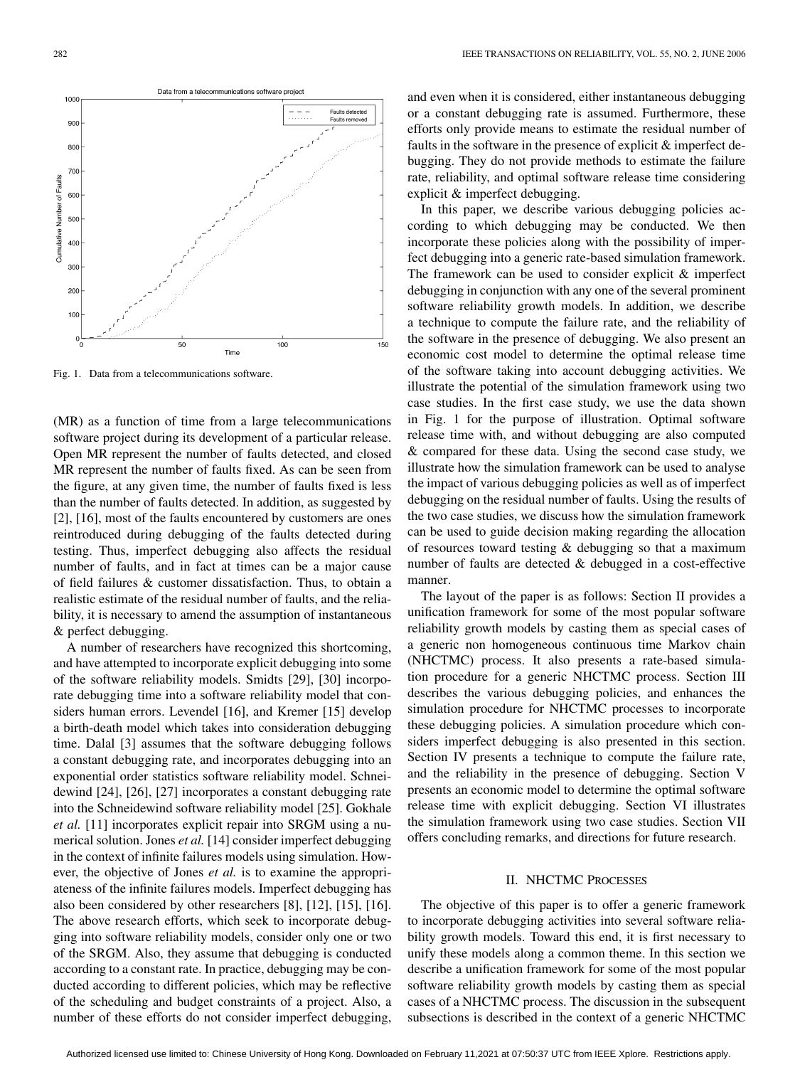Fig. 1. Data from a telecommunications software.

(MR) as a function of time from a large telecommunications software project during its development of a particular release. Open MR represent the number of faults detected, and closed MR represent the number of faults fixed. As can be seen from the figure, at any given time, the number of faults fixed is less than the number of faults detected. In addition, as suggested by [2], [16], most of the faults encountered by customers are ones reintroduced during debugging of the faults detected during testing. Thus, imperfect debugging also affects the residual number of faults, and in fact at times can be a major cause of field failures & customer dissatisfaction. Thus, to obtain a realistic estimate of the residual number of faults, and the reliability, it is necessary to amend the assumption of instantaneous & perfect debugging.

A number of researchers have recognized this shortcoming, and have attempted to incorporate explicit debugging into some of the software reliability models. Smidts [29], [30] incorporate debugging time into a software reliability model that considers human errors. Levendel [16], and Kremer [15] develop a birth-death model which takes into consideration debugging time. Dalal [3] assumes that the software debugging follows a constant debugging rate, and incorporates debugging into an exponential order statistics software reliability model. Schneidewind [24], [26], [27] incorporates a constant debugging rate into the Schneidewind software reliability model [25]. Gokhale *et al.* [11] incorporates explicit repair into SRGM using a numerical solution. Jones *et al.* [14] consider imperfect debugging in the context of infinite failures models using simulation. However, the objective of Jones *et al.* is to examine the appropriateness of the infinite failures models. Imperfect debugging has also been considered by other researchers [8], [12], [15], [16]. The above research efforts, which seek to incorporate debugging into software reliability models, consider only one or two of the SRGM. Also, they assume that debugging is conducted according to a constant rate. In practice, debugging may be conducted according to different policies, which may be reflective of the scheduling and budget constraints of a project. Also, a number of these efforts do not consider imperfect debugging, and even when it is considered, either instantaneous debugging or a constant debugging rate is assumed. Furthermore, these efforts only provide means to estimate the residual number of faults in the software in the presence of explicit & imperfect debugging. They do not provide methods to estimate the failure rate, reliability, and optimal software release time considering explicit & imperfect debugging.

In this paper, we describe various debugging policies according to which debugging may be conducted. We then incorporate these policies along with the possibility of imperfect debugging into a generic rate-based simulation framework. The framework can be used to consider explicit & imperfect debugging in conjunction with any one of the several prominent software reliability growth models. In addition, we describe a technique to compute the failure rate, and the reliability of the software in the presence of debugging. We also present an economic cost model to determine the optimal release time of the software taking into account debugging activities. We illustrate the potential of the simulation framework using two case studies. In the first case study, we use the data shown in Fig. 1 for the purpose of illustration. Optimal software release time with, and without debugging are also computed & compared for these data. Using the second case study, we illustrate how the simulation framework can be used to analyse the impact of various debugging policies as well as of imperfect debugging on the residual number of faults. Using the results of the two case studies, we discuss how the simulation framework can be used to guide decision making regarding the allocation of resources toward testing & debugging so that a maximum number of faults are detected & debugged in a cost-effective manner.

The layout of the paper is as follows: Section II provides a unification framework for some of the most popular software reliability growth models by casting them as special cases of a generic non homogeneous continuous time Markov chain (NHCTMC) process. It also presents a rate-based simulation procedure for a generic NHCTMC process. Section III describes the various debugging policies, and enhances the simulation procedure for NHCTMC processes to incorporate these debugging policies. A simulation procedure which considers imperfect debugging is also presented in this section. Section IV presents a technique to compute the failure rate, and the reliability in the presence of debugging. Section V presents an economic model to determine the optimal software release time with explicit debugging. Section VI illustrates the simulation framework using two case studies. Section VII offers concluding remarks, and directions for future research.

## II. NHCTMC Processes

The objective of this paper is to offer a generic framework to incorporate debugging activities into several software reliability growth models. Toward this end, it is first necessary to unify these models along a common theme. In this section we describe a unification framework for some of the most popular software reliability growth models by casting them as special cases of a NHCTMC process. The discussion in the subsequent subsections is described in the context of a generic NHCTMC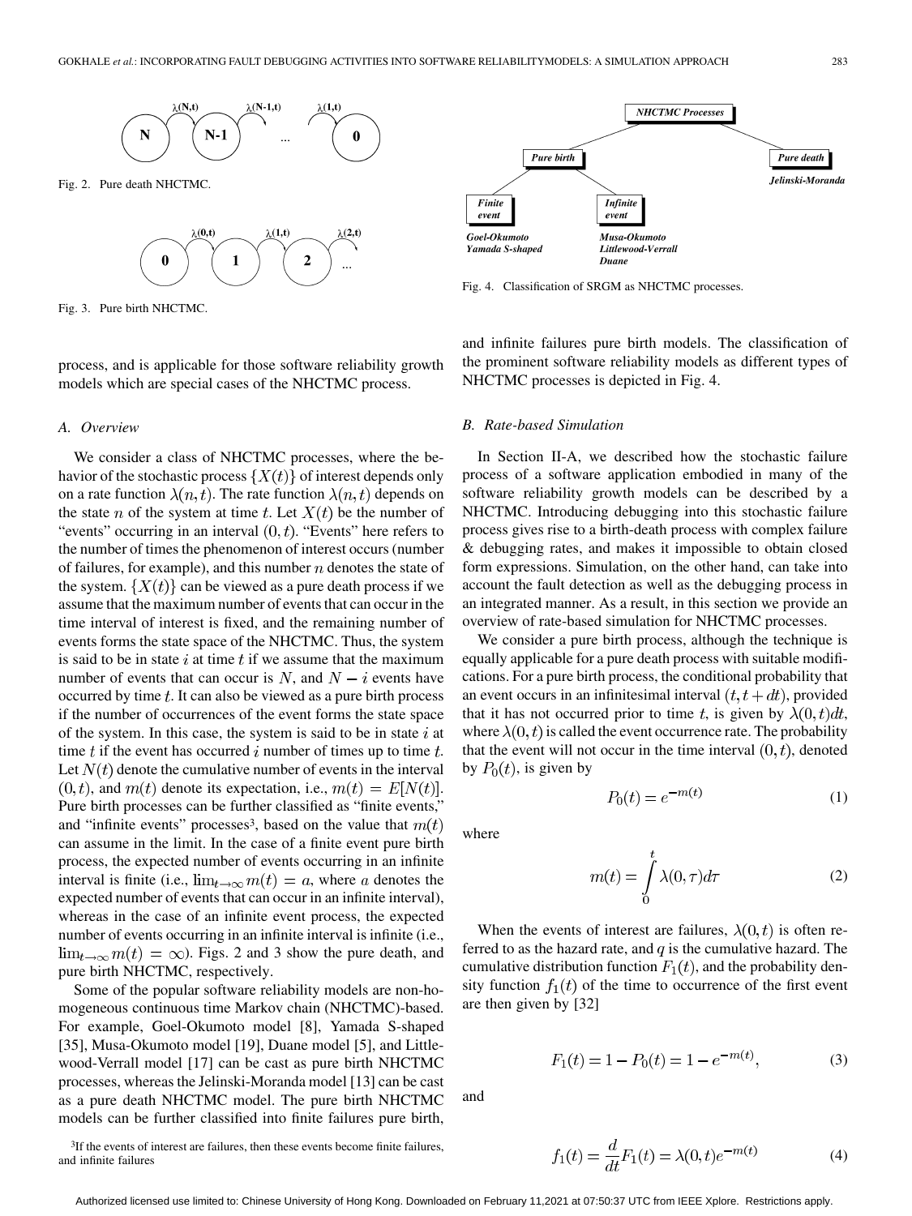Fig. 2. Pure death NHCTMC.

Fig. 3. Pure birth NHCTMC.

Fig. 4. Classification of SRGM as NHCTMC processes.

process, and is applicable for those software reliability growth models which are special cases of the NHCTMC process.

### A. Overview

We consider a class of NHCTMC processes, where the behavior of the stochastic process $\{X(t)\}$ of interest depends only on a rate function $\lambda(n,t)$. The rate function $\lambda(n,t)$ depends on the state $n$ of the system at time $t$. Let $X(t)$ be the number of "events" occurring in an interval $(0,t)$. "Events" here refers to the number of times the phenomenon of interest occurs (number of failures, for example), and this number $n$ denotes the state of the system. $\{X(t)\}$ can be viewed as a pure death process if we assume that the maximum number of events that can occur in the time interval of interest is fixed, and the remaining number of events forms the state space of the NHCTMC. Thus, the system is said to be in state $i$ at time $t$ if we assume that the maximum number of events that can occur is $N$, and $N-i$ events have occurred by time $t$. It can also be viewed as a pure birth process if the number of occurrences of the event forms the state space of the system. In this case, the system is said to be in state $i$ at time $t$ if the event has occurred $i$ number of times up to time $t$. Let $N(t)$ denote the cumulative number of events in the interval $(0,t)$, and $m(t)$ denote its expectation, i.e., $m(t)=E[N(t)]$. Pure birth processes can be further classified as "finite events," and "infinite events" processes[3], based on the value that $m(t)$ can assume in the limit. In the case of a finite event pure birth process, the expected number of events occurring in an infinite interval is finite (i.e., $\lim_{t\to\infty} m(t)=a$, where $a$ denotes the expected number of events that can occur in an infinite interval), whereas in the case of an infinite event process, the expected number of events occurring in an infinite interval is infinite (i.e., $\lim_{t\to\infty} m(t)=\infty$). Figs. 2 and 3 show the pure death, and pure birth NHCTMC, respectively.

Some of the popular software reliability models are non-homogeneous continuous time Markov chain (NHCTMC)-based. For example, Goel-Okumoto model [8], Yamada S-shaped [35], Musa-Okumoto model [19], Duane model [5], and Littlewood-Verrall model [17] can be cast as pure birth NHCTMC processes, whereas the Jelinski-Moranda model [13] can be cast as a pure death NHCTMC model. The pure birth NHCTMC models can be further classified into finite failures pure birth, and infinite failures pure birth models. The classification of the prominent software reliability models as different types of NHCTMC processes is depicted in Fig. 4.

[3]If the events of interest are failures, then these events become finite failures, and infinite failures

### B. Rate-based Simulation

In Section II-A, we described how the stochastic failure process of a software application embodied in many of the software reliability growth models can be described by a NHCTMC. Introducing debugging into this stochastic failure process gives rise to a birth-death process with complex failure & debugging rates, and makes it impossible to obtain closed form expressions. Simulation, on the other hand, can take into account the fault detection as well as the debugging process in an integrated manner. As a result, in this section we provide an overview of rate-based simulation for NHCTMC processes.

We consider a pure birth process, although the technique is equally applicable for a pure death process with suitable modifications. For a pure birth process, the conditional probability that an event occurs in an infinitesimal interval $(t, t+dt)$, provided that it has not occurred prior to time $t$, is given by $\lambda(0,t)dt$, where $\lambda(0,t)$ is called the event occurrence rate. The probability that the event will not occur in the time interval $(0,t)$, denoted by $P_0(t)$, is given by

$$P_0(t) = e^{-m(t)} \tag{1}$$

where

$$m(t) = \int_0^t \lambda(0,\tau)d\tau \tag{2}$$

When the events of interest are failures, $\lambda(0,t)$ is often referred to as the hazard rate, and $q$ is the cumulative hazard. The cumulative distribution function $F_1(t)$, and the probability density function $f_1(t)$ of the time to occurrence of the first event are then given by [32]

$$F_1(t) = 1 - P_0(t) = 1 - e^{-m(t)}, \tag{3}$$

and

$$f_1(t) = \frac{d}{dt}F_1(t) = \lambda(0,t)e^{-m(t)} \tag{4}$$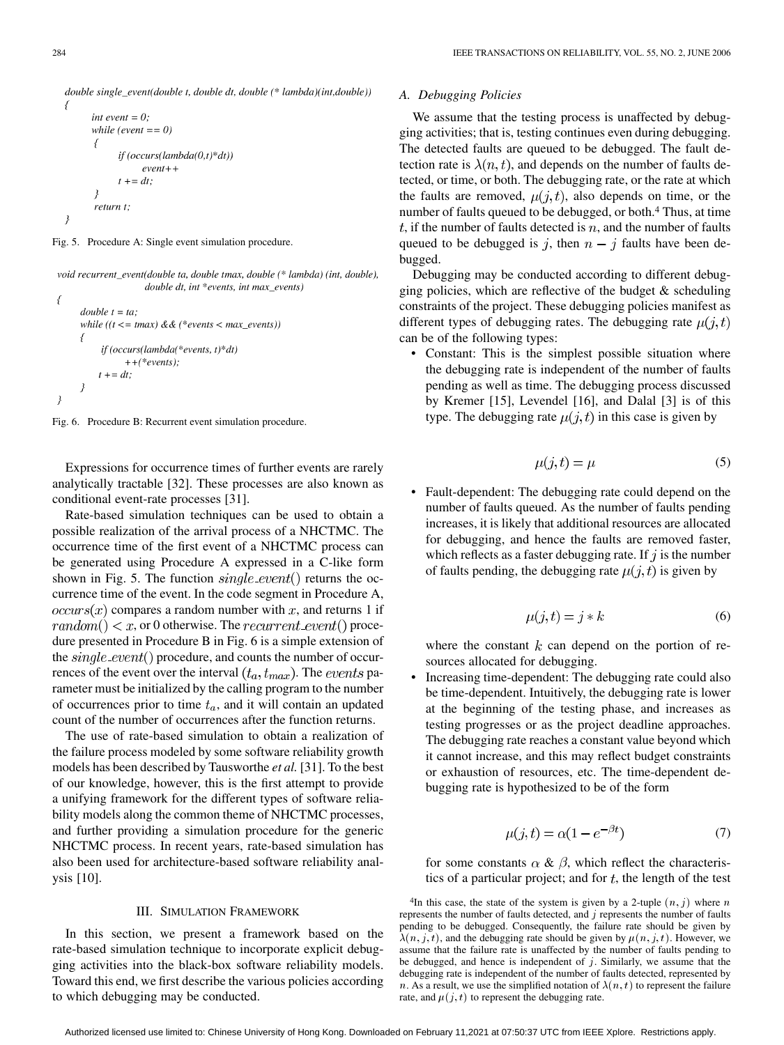```
double single_event(double t, double dt, double (* lambda)(int,double))
{
        int event = 0;
        while (event == 0)
        {
                if (occurs(lambda(0,t)*dt))
                        event++
                t += dt;
        }
        return t;
}
```

Fig. 5. Procedure A: Single event simulation procedure.

```
void recurrent_event(double ta, double tmax, double (* lambda) (int, double),
                        double dt, int *events, int max_events)
{
        double t = ta;
        while ((t <= tmax) && (*events < max_events))
        {
                if (occurs(lambda(*events, t)*dt)
                        ++(*events);
                t += dt;
        }
}
```

Fig. 6. Procedure B: Recurrent event simulation procedure.

Expressions for occurrence times of further events are rarely analytically tractable [32]. These processes are also known as conditional event-rate processes [31].

Rate-based simulation techniques can be used to obtain a possible realization of the arrival process of a NHCTMC. The occurrence time of the first event of a NHCTMC process can be generated using Procedure A expressed in a C-like form shown in Fig. 5. The function $single\_event()$ returns the occurrence time of the event. In the code segment in Procedure A, $occurs(x)$ compares a random number with $x$, and returns 1 if $random() < x$, or 0 otherwise. The $recurrent\_event()$ procedure presented in Procedure B in Fig. 6 is a simple extension of the $single\_event()$ procedure, and counts the number of occurrences of the event over the interval $(t_a, t_{max})$. The $events$ parameter must be initialized by the calling program to the number of occurrences prior to time $t_a$, and it will contain an updated count of the number of occurrences after the function returns.

The use of rate-based simulation to obtain a realization of the failure process modeled by some software reliability growth models has been described by Tausworthe *et al.* [31]. To the best of our knowledge, however, this is the first attempt to provide a unifying framework for the different types of software reliability models along the common theme of NHCTMC processes, and further providing a simulation procedure for the generic NHCTMC process. In recent years, rate-based simulation has also been used for architecture-based software reliability analysis [10].

## III. Simulation Framework

In this section, we present a framework based on the rate-based simulation technique to incorporate explicit debugging activities into the black-box software reliability models. Toward this end, we first describe the various policies according to which debugging may be conducted.

### A. Debugging Policies

We assume that the testing process is unaffected by debugging activities; that is, testing continues even during debugging. The detected faults are queued to be debugged. The fault detection rate is $\lambda(n,t)$, and depends on the number of faults detected, or time, or both. The debugging rate, or the rate at which the faults are removed, $\mu(j,t)$, also depends on time, or the number of faults queued to be debugged, or both.[4] Thus, at time $t$, if the number of faults detected is $n$, and the number of faults queued to be debugged is $j$, then $n-j$ faults have been debugged.

Debugging may be conducted according to different debugging policies, which are reflective of the budget & scheduling constraints of the project. These debugging policies manifest as different types of debugging rates. The debugging rate $\mu(j,t)$ can be of the following types:

- Constant: This is the simplest possible situation where the debugging rate is independent of the number of faults pending as well as time. The debugging process discussed by Kremer [15], Levendel [16], and Dalal [3] is of this type. The debugging rate $\mu(j,t)$ in this case is given by

$$\mu(j,t) = \mu \tag{5}$$

- Fault-dependent: The debugging rate could depend on the number of faults queued. As the number of faults pending increases, it is likely that additional resources are allocated for debugging, and hence the faults are removed faster, which reflects as a faster debugging rate. If $j$ is the number of faults pending, the debugging rate $\mu(j,t)$ is given by

$$\mu(j,t) = j * k \tag{6}$$

  where the constant $k$ can depend on the portion of resources allocated for debugging.

- Increasing time-dependent: The debugging rate could also be time-dependent. Intuitively, the debugging rate is lower at the beginning of the testing phase, and increases as testing progresses or as the project deadline approaches. The debugging rate reaches a constant value beyond which it cannot increase, and this may reflect budget constraints or exhaustion of resources, etc. The time-dependent debugging rate is hypothesized to be of the form

$$\mu(j,t) = \alpha(1 - e^{-\beta t}) \tag{7}$$

  for some constants $\alpha$ & $\beta$, which reflect the characteristics of a particular project; and for $t$, the length of the test

[4] In this case, the state of the system is given by a 2-tuple $(n,j)$ where $n$ represents the number of faults detected, and $j$ represents the number of faults pending to be debugged. Consequently, the failure rate should be given by $\lambda(n,j,t)$, and the debugging rate should be given by $\mu(n,j,t)$. However, we assume that the failure rate is unaffected by the number of faults pending to be debugged, and hence is independent of $j$. Similarly, we assume that the debugging rate is independent of the number of faults detected, represented by $n$. As a result, we use the simplified notation of $\lambda(n,t)$ to represent the failure rate, and $\mu(j,t)$ to represent the debugging rate.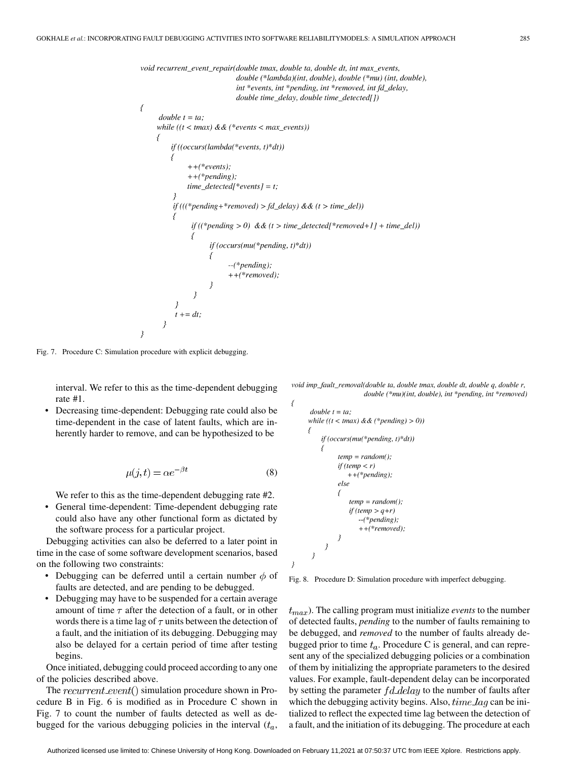```
void recurrent_event_repair(double tmax, double ta, double dt, int max_events,
                            double (*lambda)(int, double), double (*mu) (int, double),
                            int *events, int *pending, int *removed, int fd_delay,
                            double time_delay, double time_detected[])
{
    double t = ta;
    while ((t < tmax) && (*events < max_events))
    {
        if ((occurs(lambda(*events, t)*dt))
        {
            ++(*events);
            ++(*pending);
            time_detected[*events] = t;
        }
        if (((*pending+*removed) > fd_delay) && (t > time_del))
        {
            if ((*pending > 0)  && (t > time_detected[*removed+1] + time_del))
            {
                if (occurs(mu(*pending, t)*dt))
                {
                    --(*pending);
                    ++(*removed);
                }
            }
        }
        t += dt;
    }
}
```

Fig. 7. Procedure C: Simulation procedure with explicit debugging.

interval. We refer to this as the time-dependent debugging rate #1.

- Decreasing time-dependent: Debugging rate could also be time-dependent in the case of latent faults, which are inherently harder to remove, and can be hypothesized to be

$$\mu(j,t) = \alpha e^{-\beta t} \tag{8}$$

We refer to this as the time-dependent debugging rate #2.

- General time-dependent: Time-dependent debugging rate could also have any other functional form as dictated by the software process for a particular project.

Debugging activities can also be deferred to a later point in time in the case of some software development scenarios, based on the following two constraints:

- Debugging can be deferred until a certain number $\phi$ of faults are detected, and are pending to be debugged.
- Debugging may have to be suspended for a certain average amount of time $\tau$ after the detection of a fault, or in other words there is a time lag of $\tau$ units between the detection of a fault, and the initiation of its debugging. Debugging may also be delayed for a certain period of time after testing begins.

Once initiated, debugging could proceed according to any one of the policies described above.

The $recurrent\_event()$ simulation procedure shown in Procedure B in Fig. 6 is modified as in Procedure C shown in Fig. 7 to count the number of faults detected as well as debugged for the various debugging policies in the interval ($t_a$, $t_{max}$). The calling program must initialize *events* to the number of detected faults, *pending* to the number of faults remaining to be debugged, and *removed* to the number of faults already debugged prior to time $t_a$. Procedure C is general, and can represent any of the specialized debugging policies or a combination of them by initializing the appropriate parameters to the desired values. For example, fault-dependent delay can be incorporated by setting the parameter $fd\_delay$ to the number of faults after which the debugging activity begins. Also, $time\_lag$ can be initialized to reflect the expected time lag between the detection of a fault, and the initiation of its debugging. The procedure at each

```
void imp_fault_removal(double ta, double tmax, double dt, double q, double r,
                       double (*mu)(int, double), int *pending, int *removed)
{
    double t = ta;
    while ((t < tmax) && (*pending) > 0))
    {
        if (occurs(mu(*pending, t)*dt))
        {
            temp = random();
            if (temp < r)
                ++(*pending);
            else
            {
                temp = random();
                if (temp > q+r)
                    --(*pending);
                    ++(*removed);
            }
        }
    }
}
```

Fig. 8. Procedure D: Simulation procedure with imperfect debugging.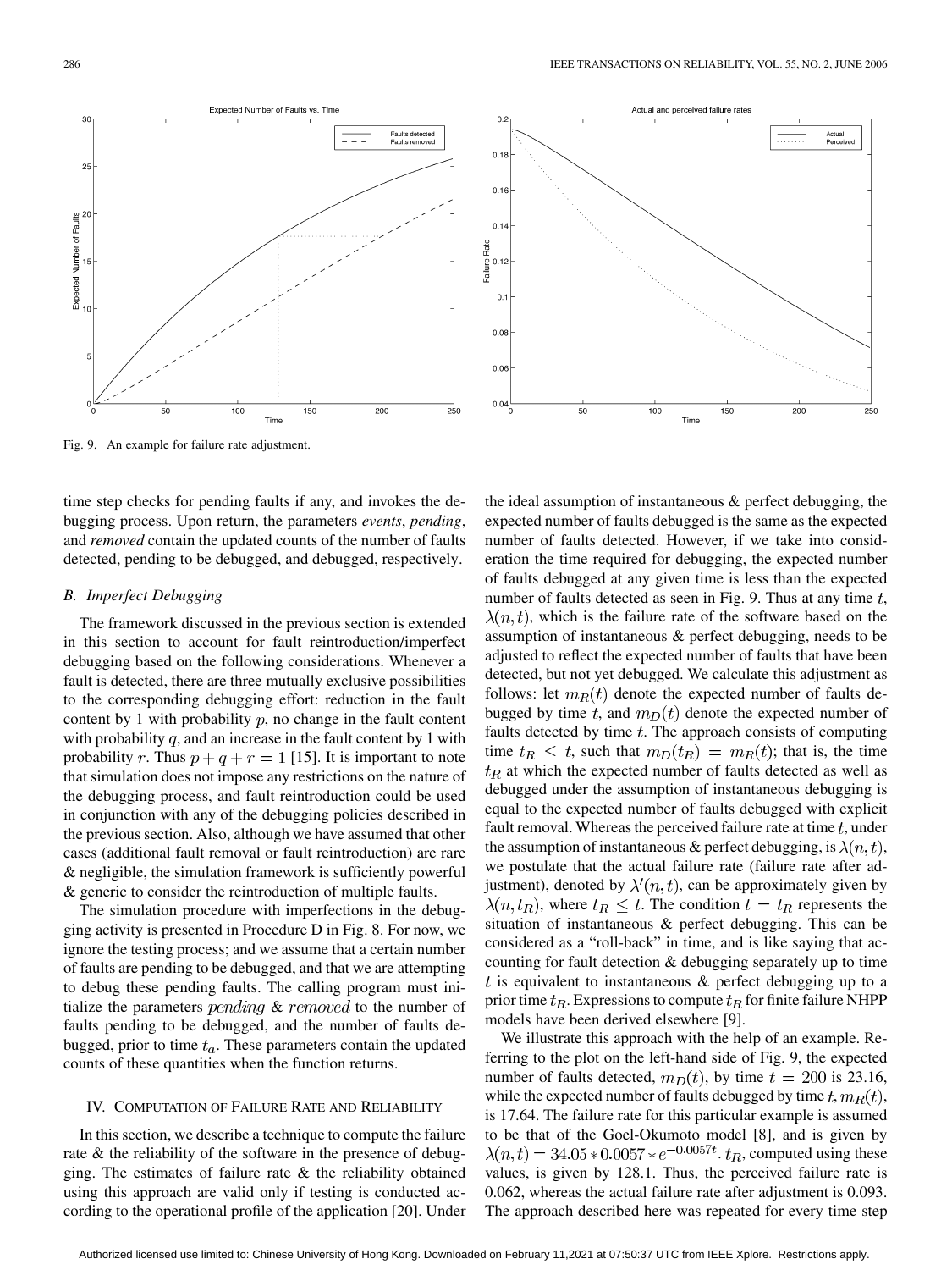Fig. 9. An example for failure rate adjustment.

time step checks for pending faults if any, and invokes the debugging process. Upon return, the parameters *events*, *pending*, and *removed* contain the updated counts of the number of faults detected, pending to be debugged, and debugged, respectively.

### B. Imperfect Debugging

The framework discussed in the previous section is extended in this section to account for fault reintroduction/imperfect debugging based on the following considerations. Whenever a fault is detected, there are three mutually exclusive possibilities to the corresponding debugging effort: reduction in the fault content by 1 with probability $p$, no change in the fault content with probability $q$, and an increase in the fault content by 1 with probability $r$. Thus $p+q+r=1$ [15]. It is important to note that simulation does not impose any restrictions on the nature of the debugging process, and fault reintroduction could be used in conjunction with any of the debugging policies described in the previous section. Also, although we have assumed that other cases (additional fault removal or fault reintroduction) are rare & negligible, the simulation framework is sufficiently powerful & generic to consider the reintroduction of multiple faults.

The simulation procedure with imperfections in the debugging activity is presented in Procedure D in Fig. 8. For now, we ignore the testing process; and we assume that a certain number of faults are pending to be debugged, and that we are attempting to debug these pending faults. The calling program must initialize the parameters $pending$ & $removed$ to the number of faults pending to be debugged, and the number of faults debugged, prior to time $t_a$. These parameters contain the updated counts of these quantities when the function returns.

## IV. Computation of Failure Rate and Reliability

In this section, we describe a technique to compute the failure rate & the reliability of the software in the presence of debugging. The estimates of failure rate & the reliability obtained using this approach are valid only if testing is conducted according to the operational profile of the application [20]. Under the ideal assumption of instantaneous & perfect debugging, the expected number of faults debugged is the same as the expected number of faults detected. However, if we take into consideration the time required for debugging, the expected number of faults debugged at any given time is less than the expected number of faults detected as seen in Fig. 9. Thus at any time $t$, $\lambda(n,t)$, which is the failure rate of the software based on the assumption of instantaneous & perfect debugging, needs to be adjusted to reflect the expected number of faults that have been detected, but not yet debugged. We calculate this adjustment as follows: let $m_R(t)$ denote the expected number of faults debugged by time $t$, and $m_D(t)$ denote the expected number of faults detected by time $t$. The approach consists of computing time $t_R \leq t$, such that $m_D(t_R) = m_R(t)$; that is, the time $t_R$ at which the expected number of faults detected as well as debugged under the assumption of instantaneous debugging is equal to the expected number of faults debugged with explicit fault removal. Whereas the perceived failure rate at time $t$, under the assumption of instantaneous & perfect debugging, is $\lambda(n,t)$, we postulate that the actual failure rate (failure rate after adjustment), denoted by $\lambda'(n,t)$, can be approximately given by $\lambda(n,t_R)$, where $t_R \leq t$. The condition $t = t_R$ represents the situation of instantaneous & perfect debugging. This can be considered as a "roll-back" in time, and is like saying that accounting for fault detection & debugging separately up to time $t$ is equivalent to instantaneous & perfect debugging up to a prior time $t_R$. Expressions to compute $t_R$ for finite failure NHPP models have been derived elsewhere [9].

We illustrate this approach with the help of an example. Referring to the plot on the left-hand side of Fig. 9, the expected number of faults detected, $m_D(t)$, by time $t=200$ is 23.16, while the expected number of faults debugged by time $t, m_R(t)$, is 17.64. The failure rate for this particular example is assumed to be that of the Goel-Okumoto model [8], and is given by $\lambda(n,t) = 34.05 * 0.0057 * e^{-0.0057t}$. $t_R$, computed using these values, is given by 128.1. Thus, the perceived failure rate is 0.062, whereas the actual failure rate after adjustment is 0.093. The approach described here was repeated for every time step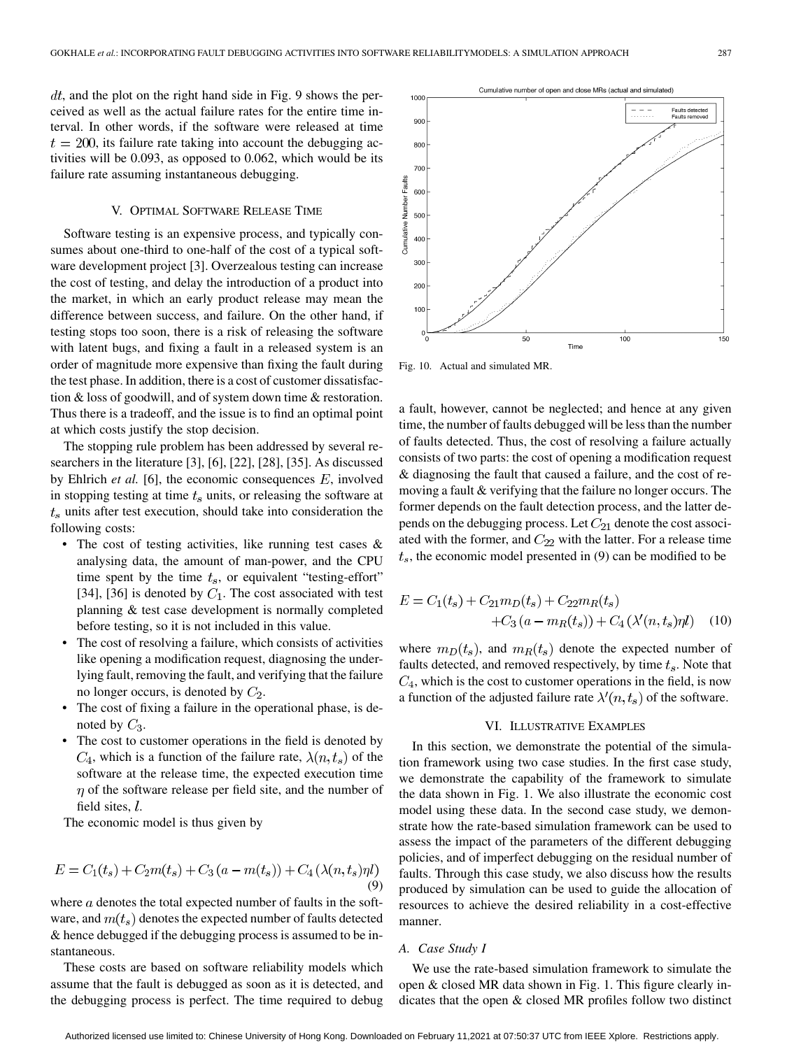$dt$, and the plot on the right hand side in Fig. 9 shows the perceived as well as the actual failure rates for the entire time interval. In other words, if the software were released at time $t = 200$, its failure rate taking into account the debugging activities will be 0.093, as opposed to 0.062, which would be its failure rate assuming instantaneous debugging.

## V. Optimal Software Release Time

Software testing is an expensive process, and typically consumes about one-third to one-half of the cost of a typical software development project [3]. Overzealous testing can increase the cost of testing, and delay the introduction of a product into the market, in which an early product release may mean the difference between success, and failure. On the other hand, if testing stops too soon, there is a risk of releasing the software with latent bugs, and fixing a fault in a released system is an order of magnitude more expensive than fixing the fault during the test phase. In addition, there is a cost of customer dissatisfaction & loss of goodwill, and of system down time & restoration. Thus there is a tradeoff, and the issue is to find an optimal point at which costs justify the stop decision.

The stopping rule problem has been addressed by several researchers in the literature [3], [6], [22], [28], [35]. As discussed by Ehlrich *et al.* [6], the economic consequences $E$, involved in stopping testing at time $t_s$ units, or releasing the software at $t_s$ units after test execution, should take into consideration the following costs:

- The cost of testing activities, like running test cases & analysing data, the amount of man-power, and the CPU time spent by the time $t_s$, or equivalent "testing-effort" [34], [36] is denoted by $C_1$. The cost associated with test planning & test case development is normally completed before testing, so it is not included in this value.
- The cost of resolving a failure, which consists of activities like opening a modification request, diagnosing the underlying fault, removing the fault, and verifying that the failure no longer occurs, is denoted by $C_2$.
- The cost of fixing a failure in the operational phase, is denoted by $C_3$.
- The cost to customer operations in the field is denoted by $C_4$, which is a function of the failure rate, $\lambda(n, t_s)$ of the software at the release time, the expected execution time $\eta$ of the software release per field site, and the number of field sites, $l$.

The economic model is thus given by

$$E = C_1(t_s) + C_2 m(t_s) + C_3\left(a - m(t_s)\right) + C_4\left(\lambda(n, t_s)\eta l\right) \quad (9)$$

where $a$ denotes the total expected number of faults in the software, and $m(t_s)$ denotes the expected number of faults detected & hence debugged if the debugging process is assumed to be instantaneous.

These costs are based on software reliability models which assume that the fault is debugged as soon as it is detected, and the debugging process is perfect. The time required to debug a fault, however, cannot be neglected; and hence at any given time, the number of faults debugged will be less than the number of faults detected. Thus, the cost of resolving a failure actually consists of two parts: the cost of opening a modification request & diagnosing the fault that caused a failure, and the cost of removing a fault & verifying that the failure no longer occurs. The former depends on the fault detection process, and the latter depends on the debugging process. Let $C_{21}$ denote the cost associated with the former, and $C_{22}$ with the latter. For a release time $t_s$, the economic model presented in (9) can be modified to be

$$E = C_1(t_s) + C_{21} m_D(t_s) + C_{22} m_R(t_s) + C_3\left(a - m_R(t_s)\right) + C_4\left(\lambda'(n, t_s)\eta l\right) \quad (10)$$

where $m_D(t_s)$, and $m_R(t_s)$ denote the expected number of faults detected, and removed respectively, by time $t_s$. Note that $C_4$, which is the cost to customer operations in the field, is now a function of the adjusted failure rate $\lambda'(n, t_s)$ of the software.

Fig. 10. Actual and simulated MR.

## VI. Illustrative Examples

In this section, we demonstrate the potential of the simulation framework using two case studies. In the first case study, we demonstrate the capability of the framework to simulate the data shown in Fig. 1. We also illustrate the economic cost model using these data. In the second case study, we demonstrate how the rate-based simulation framework can be used to assess the impact of the parameters of the different debugging policies, and of imperfect debugging on the residual number of faults. Through this case study, we also discuss how the results produced by simulation can be used to guide the allocation of resources to achieve the desired reliability in a cost-effective manner.

### A. Case Study I

We use the rate-based simulation framework to simulate the open & closed MR data shown in Fig. 1. This figure clearly indicates that the open & closed MR profiles follow two distinct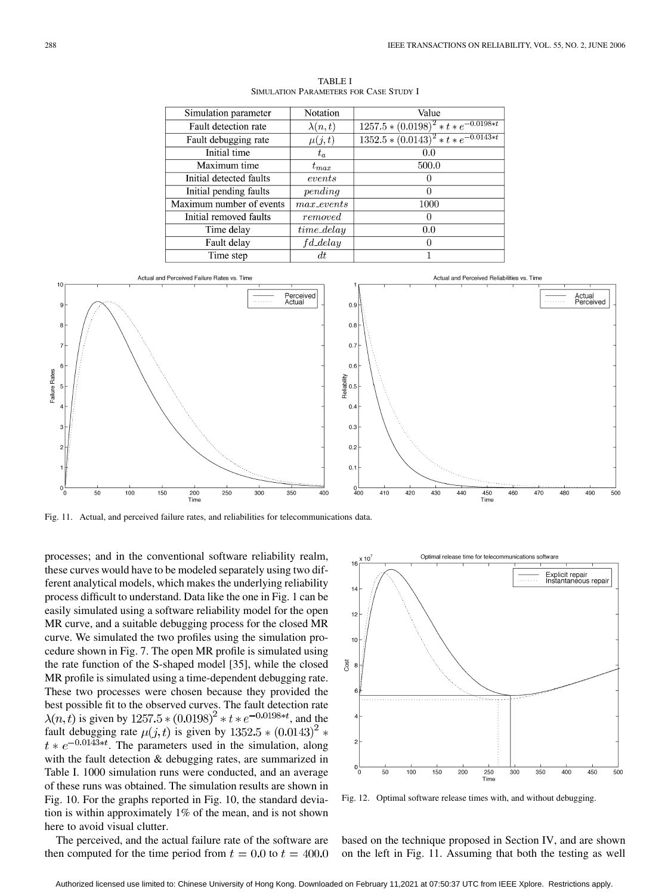TABLE I
SIMULATION PARAMETERS FOR CASE STUDY I

| Simulation parameter | Notation | Value |
| --- | --- | --- |
| Fault detection rate | $\lambda(n,t)$ | $1257.5 * (0.0198)^2 * t * e^{-0.0198*t}$ |
| Fault debugging rate | $\mu(j,t)$ | $1352.5 * (0.0143)^2 * t * e^{-0.0143*t}$ |
| Initial time | $t_a$ | 0.0 |
| Maximum time | $t_{max}$ | 500.0 |
| Initial detected faults | $events$ | 0 |
| Initial pending faults | $pending$ | 0 |
| Maximum number of events | $max\_events$ | 1000 |
| Initial removed faults | $removed$ | 0 |
| Time delay | $time\_delay$ | 0.0 |
| Fault delay | $fd\_delay$ | 0 |
| Time step | $dt$ | 1 |

Fig. 11. Actual, and perceived failure rates, and reliabilities for telecommunications data.

processes; and in the conventional software reliability realm, these curves would have to be modeled separately using two different analytical models, which makes the underlying reliability process difficult to understand. Data like the one in Fig. 1 can be easily simulated using a software reliability model for the open MR curve, and a suitable debugging process for the closed MR curve. We simulated the two profiles using the simulation procedure shown in Fig. 7. The open MR profile is simulated using the rate function of the S-shaped model [35], while the closed MR profile is simulated using a time-dependent debugging rate. These two processes were chosen because they provided the best possible fit to the observed curves. The fault detection rate $\lambda(n,t)$ is given by $1257.5 * (0.0198)^2 * t * e^{-0.0198*t}$, and the fault debugging rate $\mu(j,t)$ is given by $1352.5 * (0.0143)^2 * t * e^{-0.0143*t}$. The parameters used in the simulation, along with the fault detection & debugging rates, are summarized in Table I. 1000 simulation runs were conducted, and an average of these runs was obtained. The simulation results are shown in Fig. 10. For the graphs reported in Fig. 10, the standard deviation is within approximately 1% of the mean, and is not shown here to avoid visual clutter.

The perceived, and the actual failure rate of the software are then computed for the time period from $t = 0.0$ to $t = 400.0$ based on the technique proposed in Section IV, and are shown on the left in Fig. 11. Assuming that both the testing as well

Fig. 12. Optimal software release times with, and without debugging.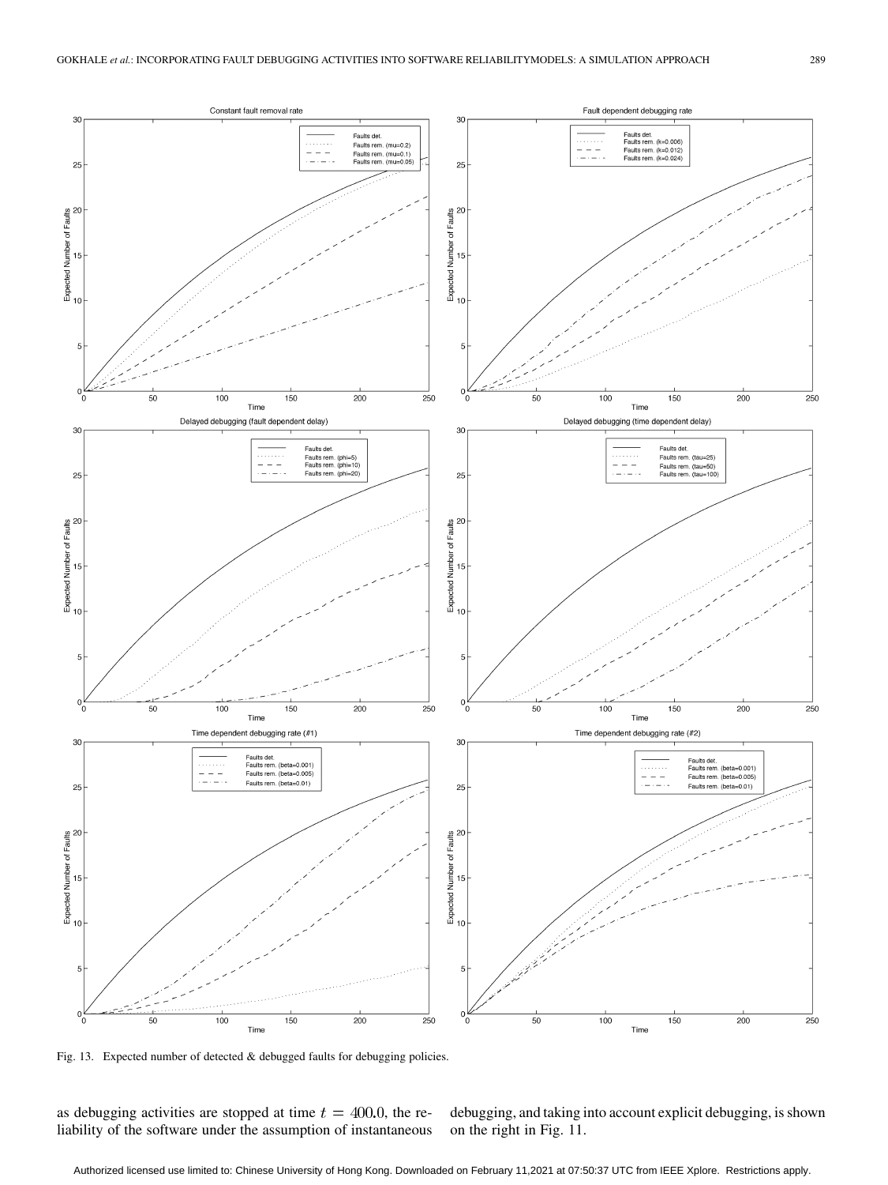Fig. 13. Expected number of detected & debugged faults for debugging policies.

as debugging activities are stopped at time $t = 400.0$, the reliability of the software under the assumption of instantaneous debugging, and taking into account explicit debugging, is shown on the right in Fig. 11.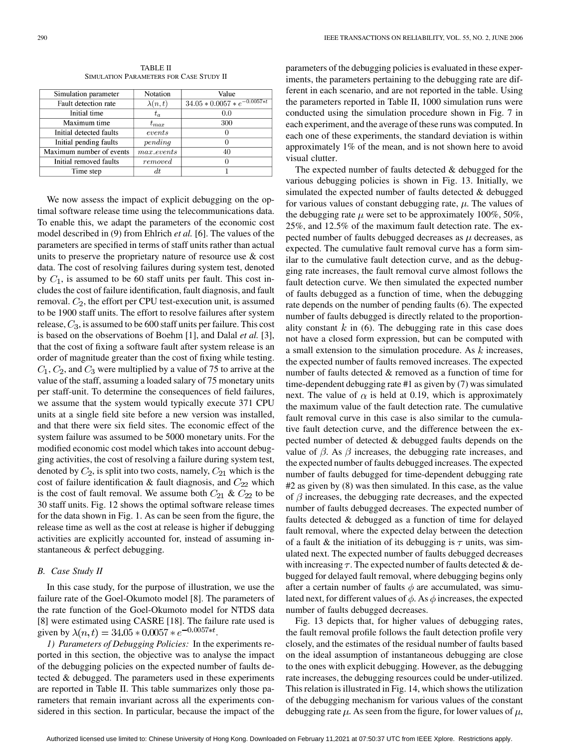TABLE II
SIMULATION PARAMETERS FOR CASE STUDY II

| Simulation parameter | Notation | Value |
|---|---|---|
| Fault detection rate | $\lambda(n,t)$ | $34.05 * 0.0057 * e^{-0.0057*t}$ |
| Initial time | $t_a$ | 0.0 |
| Maximum time | $t_{max}$ | 300 |
| Initial detected faults | $events$ | 0 |
| Initial pending faults | $pending$ | 0 |
| Maximum number of events | $max\_events$ | 40 |
| Initial removed faults | $removed$ | 0 |
| Time step | $dt$ | 1 |

We now assess the impact of explicit debugging on the optimal software release time using the telecommunications data. To enable this, we adapt the parameters of the economic cost model described in (9) from Ehlrich *et al.* [6]. The values of the parameters are specified in terms of staff units rather than actual units to preserve the proprietary nature of resource use & cost data. The cost of resolving failures during system test, denoted by $C_1$, is assumed to be 60 staff units per fault. This cost includes the cost of failure identification, fault diagnosis, and fault removal. $C_2$, the effort per CPU test-execution unit, is assumed to be 1900 staff units. The effort to resolve failures after system release, $C_3$, is assumed to be 600 staff units per failure. This cost is based on the observations of Boehm [1], and Dalal *et al.* [3], that the cost of fixing a software fault after system release is an order of magnitude greater than the cost of fixing while testing. $C_1$, $C_2$, and $C_3$ were multiplied by a value of 75 to arrive at the value of the staff, assuming a loaded salary of 75 monetary units per staff-unit. To determine the consequences of field failures, we assume that the system would typically execute 371 CPU units at a single field site before a new version was installed, and that there were six field sites. The economic effect of the system failure was assumed to be 5000 monetary units. For the modified economic cost model which takes into account debugging activities, the cost of resolving a failure during system test, denoted by $C_2$, is split into two costs, namely, $C_{21}$ which is the cost of failure identification & fault diagnosis, and $C_{22}$ which is the cost of fault removal. We assume both $C_{21}$ & $C_{22}$ to be 30 staff units. Fig. 12 shows the optimal software release times for the data shown in Fig. 1. As can be seen from the figure, the release time as well as the cost at release is higher if debugging activities are explicitly accounted for, instead of assuming instantaneous & perfect debugging.

### B. Case Study II

In this case study, for the purpose of illustration, we use the failure rate of the Goel-Okumoto model [8]. The parameters of the rate function of the Goel-Okumoto model for NTDS data [8] were estimated using CASRE [18]. The failure rate used is given by $\lambda(n,t) = 34.05 * 0.0057 * e^{-0.0057*t}$.

*1) Parameters of Debugging Policies:* In the experiments reported in this section, the objective was to analyse the impact of the debugging policies on the expected number of faults detected & debugged. The parameters used in these experiments are reported in Table II. This table summarizes only those parameters that remain invariant across all the experiments considered in this section. In particular, because the impact of the parameters of the debugging policies is evaluated in these experiments, the parameters pertaining to the debugging rate are different in each scenario, and are not reported in the table. Using the parameters reported in Table II, 1000 simulation runs were conducted using the simulation procedure shown in Fig. 7 in each experiment, and the average of these runs was computed. In each one of these experiments, the standard deviation is within approximately 1% of the mean, and is not shown here to avoid visual clutter.

The expected number of faults detected & debugged for the various debugging policies is shown in Fig. 13. Initially, we simulated the expected number of faults detected & debugged for various values of constant debugging rate, $\mu$. The values of the debugging rate $\mu$ were set to be approximately 100%, 50%, 25%, and 12.5% of the maximum fault detection rate. The expected number of faults debugged decreases as $\mu$ decreases, as expected. The cumulative fault removal curve has a form similar to the cumulative fault detection curve, and as the debugging rate increases, the fault removal curve almost follows the fault detection curve. We then simulated the expected number of faults debugged as a function of time, when the debugging rate depends on the number of pending faults (6). The expected number of faults debugged is directly related to the proportionality constant $k$ in (6). The debugging rate in this case does not have a closed form expression, but can be computed with a small extension to the simulation procedure. As $k$ increases, the expected number of faults removed increases. The expected number of faults detected & removed as a function of time for time-dependent debugging rate #1 as given by (7) was simulated next. The value of $\alpha$ is held at 0.19, which is approximately the maximum value of the fault detection rate. The cumulative fault removal curve in this case is also similar to the cumulative fault detection curve, and the difference between the expected number of detected & debugged faults depends on the value of $\beta$. As $\beta$ increases, the debugging rate increases, and the expected number of faults debugged increases. The expected number of faults debugged for time-dependent debugging rate #2 as given by (8) was then simulated. In this case, as the value of $\beta$ increases, the debugging rate decreases, and the expected number of faults debugged decreases. The expected number of faults detected & debugged as a function of time for delayed fault removal, where the expected delay between the detection of a fault & the initiation of its debugging is $\tau$ units, was simulated next. The expected number of faults debugged decreases with increasing $\tau$. The expected number of faults detected & debugged for delayed fault removal, where debugging begins only after a certain number of faults $\phi$ are accumulated, was simulated next, for different values of $\phi$. As $\phi$ increases, the expected number of faults debugged decreases.

Fig. 13 depicts that, for higher values of debugging rates, the fault removal profile follows the fault detection profile very closely, and the estimates of the residual number of faults based on the ideal assumption of instantaneous debugging are close to the ones with explicit debugging. However, as the debugging rate increases, the debugging resources could be under-utilized. This relation is illustrated in Fig. 14, which shows the utilization of the debugging mechanism for various values of the constant debugging rate $\mu$. As seen from the figure, for lower values of $\mu$,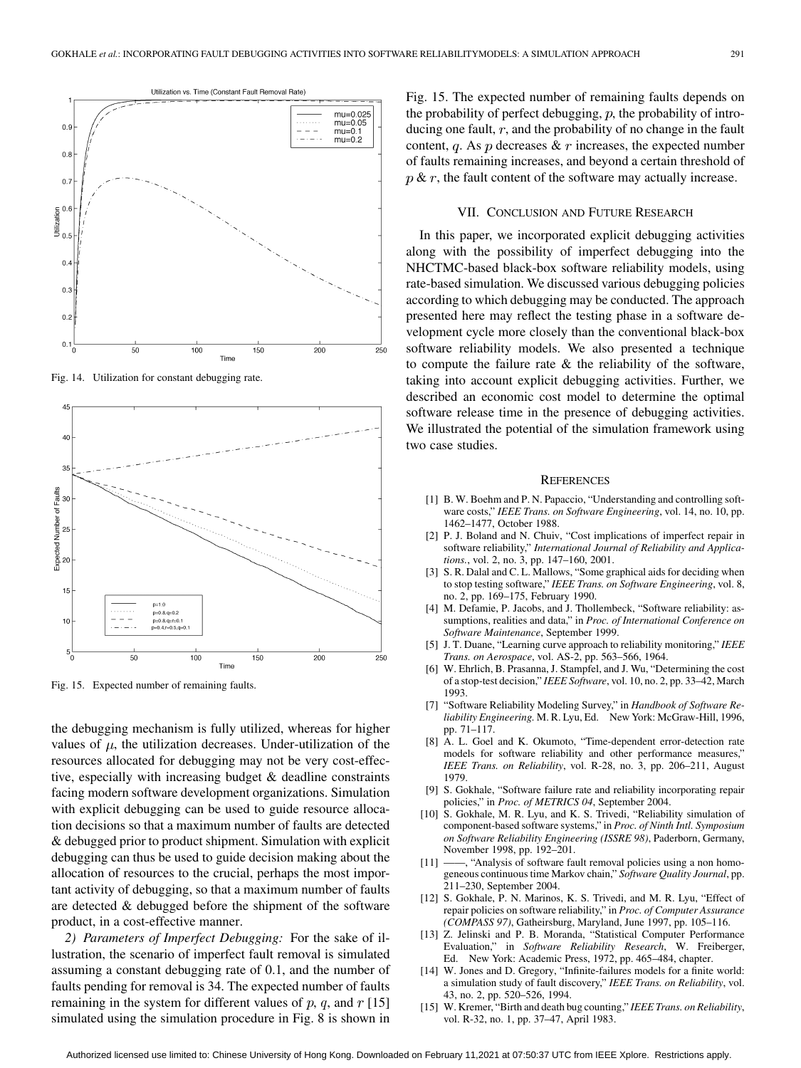Fig. 14. Utilization for constant debugging rate.

Fig. 15. Expected number of remaining faults.

the debugging mechanism is fully utilized, whereas for higher values of $\mu$, the utilization decreases. Under-utilization of the resources allocated for debugging may not be very cost-effective, especially with increasing budget & deadline constraints facing modern software development organizations. Simulation with explicit debugging can be used to guide resource allocation decisions so that a maximum number of faults are detected & debugged prior to product shipment. Simulation with explicit debugging can thus be used to guide decision making about the allocation of resources to the crucial, perhaps the most important activity of debugging, so that a maximum number of faults are detected & debugged before the shipment of the software product, in a cost-effective manner.

*2) Parameters of Imperfect Debugging:* For the sake of illustration, the scenario of imperfect fault removal is simulated assuming a constant debugging rate of 0.1, and the number of faults pending for removal is 34. The expected number of faults remaining in the system for different values of $p$, $q$, and $r$ [15] simulated using the simulation procedure in Fig. 8 is shown in Fig. 15. The expected number of remaining faults depends on the probability of perfect debugging, $p$, the probability of introducing one fault, $r$, and the probability of no change in the fault content, $q$. As $p$ decreases & $r$ increases, the expected number of faults remaining increases, and beyond a certain threshold of $p$ & $r$, the fault content of the software may actually increase.

## VII. Conclusion and Future Research

In this paper, we incorporated explicit debugging activities along with the possibility of imperfect debugging into the NHCTMC-based black-box software reliability models, using rate-based simulation. We discussed various debugging policies according to which debugging may be conducted. The approach presented here may reflect the testing phase in a software development cycle more closely than the conventional black-box software reliability models. We also presented a technique to compute the failure rate & the reliability of the software, taking into account explicit debugging activities. Further, we described an economic cost model to determine the optimal software release time in the presence of debugging activities. We illustrated the potential of the simulation framework using two case studies.

## References

[1] B. W. Boehm and P. N. Papaccio, "Understanding and controlling software costs," *IEEE Trans. on Software Engineering*, vol. 14, no. 10, pp. 1462–1477, October 1988.

[2] P. J. Boland and N. Chuiv, "Cost implications of imperfect repair in software reliability," *International Journal of Reliability and Applications.*, vol. 2, no. 3, pp. 147–160, 2001.

[3] S. R. Dalal and C. L. Mallows, "Some graphical aids for deciding when to stop testing software," *IEEE Trans. on Software Engineering*, vol. 8, no. 2, pp. 169–175, February 1990.

[4] M. Defamie, P. Jacobs, and J. Thollembeck, "Software reliability: assumptions, realities and data," in *Proc. of International Conference on Software Maintenance*, September 1999.

[5] J. T. Duane, "Learning curve approach to reliability monitoring," *IEEE Trans. on Aerospace*, vol. AS-2, pp. 563–566, 1964.

[6] W. Ehrlich, B. Prasanna, J. Stampfel, and J. Wu, "Determining the cost of a stop-test decision," *IEEE Software*, vol. 10, no. 2, pp. 33–42, March 1993.

[7] "Software Reliability Modeling Survey," in *Handbook of Software Reliability Engineering*. M. R. Lyu, Ed. New York: McGraw-Hill, 1996, pp. 71–117.

[8] A. L. Goel and K. Okumoto, "Time-dependent error-detection rate models for software reliability and other performance measures," *IEEE Trans. on Reliability*, vol. R-28, no. 3, pp. 206–211, August 1979.

[9] S. Gokhale, "Software failure rate and reliability incorporating repair policies," in *Proc. of METRICS 04*, September 2004.

[10] S. Gokhale, M. R. Lyu, and K. S. Trivedi, "Reliability simulation of component-based software systems," in *Proc. of Ninth Intl. Symposium on Software Reliability Engineering (ISSRE 98)*, Paderborn, Germany, November 1998, pp. 192–201.

[11] ——, "Analysis of software fault removal policies using a non homogeneous continuous time Markov chain," *Software Quality Journal*, pp. 211–230, September 2004.

[12] S. Gokhale, P. N. Marinos, K. S. Trivedi, and M. R. Lyu, "Effect of repair policies on software reliability," in *Proc. of Computer Assurance (COMPASS 97)*, Gatheirsburg, Maryland, June 1997, pp. 105–116.

[13] Z. Jelinski and P. B. Moranda, "Statistical Computer Performance Evaluation," in *Software Reliability Research*, W. Freiberger, Ed. New York: Academic Press, 1972, pp. 465–484, chapter.

[14] W. Jones and D. Gregory, "Infinite-failures models for a finite world: a simulation study of fault discovery," *IEEE Trans. on Reliability*, vol. 43, no. 2, pp. 520–526, 1994.

[15] W. Kremer, "Birth and death bug counting," *IEEE Trans. on Reliability*, vol. R-32, no. 1, pp. 37–47, April 1983.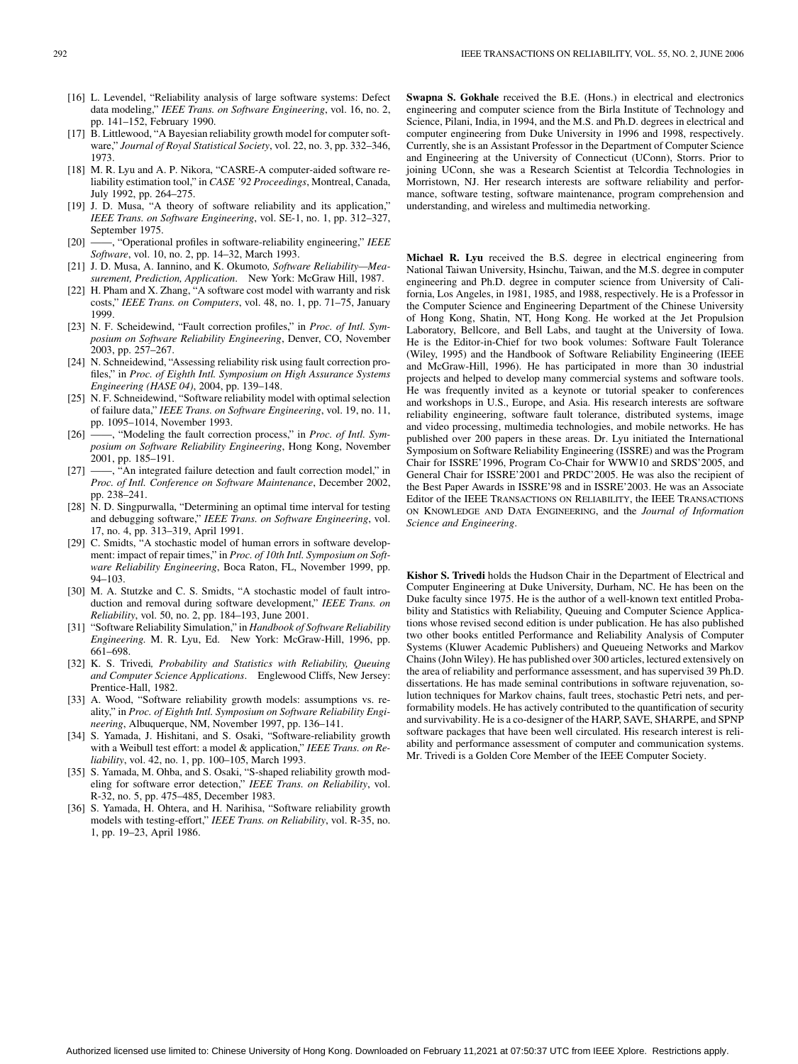[16] L. Levendel, "Reliability analysis of large software systems: Defect data modeling," *IEEE Trans. on Software Engineering*, vol. 16, no. 2, pp. 141–152, February 1990.

[17] B. Littlewood, "A Bayesian reliability growth model for computer software," *Journal of Royal Statistical Society*, vol. 22, no. 3, pp. 332–346, 1973.

[18] M. R. Lyu and A. P. Nikora, "CASRE-A computer-aided software reliability estimation tool," in *CASE '92 Proceedings*, Montreal, Canada, July 1992, pp. 264–275.

[19] J. D. Musa, "A theory of software reliability and its application," *IEEE Trans. on Software Engineering*, vol. SE-1, no. 1, pp. 312–327, September 1975.

[20] ——, "Operational profiles in software-reliability engineering," *IEEE Software*, vol. 10, no. 2, pp. 14–32, March 1993.

[21] J. D. Musa, A. Iannino, and K. Okumoto, *Software Reliability—Measurement, Prediction, Application*. New York: McGraw Hill, 1987.

[22] H. Pham and X. Zhang, "A software cost model with warranty and risk costs," *IEEE Trans. on Computers*, vol. 48, no. 1, pp. 71–75, January 1999.

[23] N. F. Scheidewind, "Fault correction profiles," in *Proc. of Intl. Symposium on Software Reliability Engineering*, Denver, CO, November 2003, pp. 257–267.

[24] N. Schneidewind, "Assessing reliability risk using fault correction profiles," in *Proc. of Eighth Intl. Symposium on High Assurance Systems Engineering (HASE 04)*, 2004, pp. 139–148.

[25] N. F. Schneidewind, "Software reliability model with optimal selection of failure data," *IEEE Trans. on Software Engineering*, vol. 19, no. 11, pp. 1095–1014, November 1993.

[26] ——, "Modeling the fault correction process," in *Proc. of Intl. Symposium on Software Reliability Engineering*, Hong Kong, November 2001, pp. 185–191.

[27] ——, "An integrated failure detection and fault correction model," in *Proc. of Intl. Conference on Software Maintenance*, December 2002, pp. 238–241.

[28] N. D. Singpurwalla, "Determining an optimal time interval for testing and debugging software," *IEEE Trans. on Software Engineering*, vol. 17, no. 4, pp. 313–319, April 1991.

[29] C. Smidts, "A stochastic model of human errors in software development: impact of repair times," in *Proc. of 10th Intl. Symposium on Software Reliability Engineering*, Boca Raton, FL, November 1999, pp. 94–103.

[30] M. A. Stutzke and C. S. Smidts, "A stochastic model of fault introduction and removal during software development," *IEEE Trans. on Reliability*, vol. 50, no. 2, pp. 184–193, June 2001.

[31] "Software Reliability Simulation," in *Handbook of Software Reliability Engineering*. M. R. Lyu, Ed. New York: McGraw-Hill, 1996, pp. 661–698.

[32] K. S. Trivedi, *Probability and Statistics with Reliability, Queuing and Computer Science Applications*. Englewood Cliffs, New Jersey: Prentice-Hall, 1982.

[33] A. Wood, "Software reliability growth models: assumptions vs. reality," in *Proc. of Eighth Intl. Symposium on Software Reliability Engineering*, Albuquerque, NM, November 1997, pp. 136–141.

[34] S. Yamada, J. Hishitani, and S. Osaki, "Software-reliability growth with a Weibull test effort: a model & application," *IEEE Trans. on Reliability*, vol. 42, no. 1, pp. 100–105, March 1993.

[35] S. Yamada, M. Ohba, and S. Osaki, "S-shaped reliability growth modeling for software error detection," *IEEE Trans. on Reliability*, vol. R-32, no. 5, pp. 475–485, December 1983.

[36] S. Yamada, H. Ohtera, and H. Narihisa, "Software reliability growth models with testing-effort," *IEEE Trans. on Reliability*, vol. R-35, no. 1, pp. 19–23, April 1986.

**Swapna S. Gokhale** received the B.E. (Hons.) in electrical and electronics engineering and computer science from the Birla Institute of Technology and Science, Pilani, India, in 1994, and the M.S. and Ph.D. degrees in electrical and computer engineering from Duke University in 1996 and 1998, respectively. Currently, she is an Assistant Professor in the Department of Computer Science and Engineering at the University of Connecticut (UConn), Storrs. Prior to joining UConn, she was a Research Scientist at Telcordia Technologies in Morristown, NJ. Her research interests are software reliability and performance, software testing, software maintenance, program comprehension and understanding, and wireless and multimedia networking.

**Michael R. Lyu** received the B.S. degree in electrical engineering from National Taiwan University, Hsinchu, Taiwan, and the M.S. degree in computer engineering and Ph.D. degree in computer science from University of California, Los Angeles, in 1981, 1985, and 1988, respectively. He is a Professor in the Computer Science and Engineering Department of the Chinese University of Hong Kong, Shatin, NT, Hong Kong. He worked at the Jet Propulsion Laboratory, Bellcore, and Bell Labs, and taught at the University of Iowa. He is the Editor-in-Chief for two book volumes: Software Fault Tolerance (Wiley, 1995) and the Handbook of Software Reliability Engineering (IEEE and McGraw-Hill, 1996). He has participated in more than 30 industrial projects and helped to develop many commercial systems and software tools. He was frequently invited as a keynote or tutorial speaker to conferences and workshops in U.S., Europe, and Asia. His research interests are software reliability engineering, software fault tolerance, distributed systems, image and video processing, multimedia technologies, and mobile networks. He has published over 200 papers in these areas. Dr. Lyu initiated the International Symposium on Software Reliability Engineering (ISSRE) and was the Program Chair for ISSRE'1996, Program Co-Chair for WWW10 and SRDS'2005, and General Chair for ISSRE'2001 and PRDC'2005. He was also the recipient of the Best Paper Awards in ISSRE'98 and in ISSRE'2003. He was an Associate Editor of the IEEE TRANSACTIONS ON RELIABILITY, the IEEE TRANSACTIONS ON KNOWLEDGE AND DATA ENGINEERING, and the *Journal of Information Science and Engineering*.

**Kishor S. Trivedi** holds the Hudson Chair in the Department of Electrical and Computer Engineering at Duke University, Durham, NC. He has been on the Duke faculty since 1975. He is the author of a well-known text entitled Probability and Statistics with Reliability, Queuing and Computer Science Applications whose revised second edition is under publication. He has also published two other books entitled Performance and Reliability Analysis of Computer Systems (Kluwer Academic Publishers) and Queueing Networks and Markov Chains (John Wiley). He has published over 300 articles, lectured extensively on the area of reliability and performance assessment, and has supervised 39 Ph.D. dissertations. He has made seminal contributions in software rejuvenation, solution techniques for Markov chains, fault trees, stochastic Petri nets, and performability models. He has actively contributed to the quantification of security and survivability. He is a co-designer of the HARP, SAVE, SHARPE, and SPNP software packages that have been well circulated. His research interest is reliability and performance assessment of computer and communication systems. Mr. Trivedi is a Golden Core Member of the IEEE Computer Society.